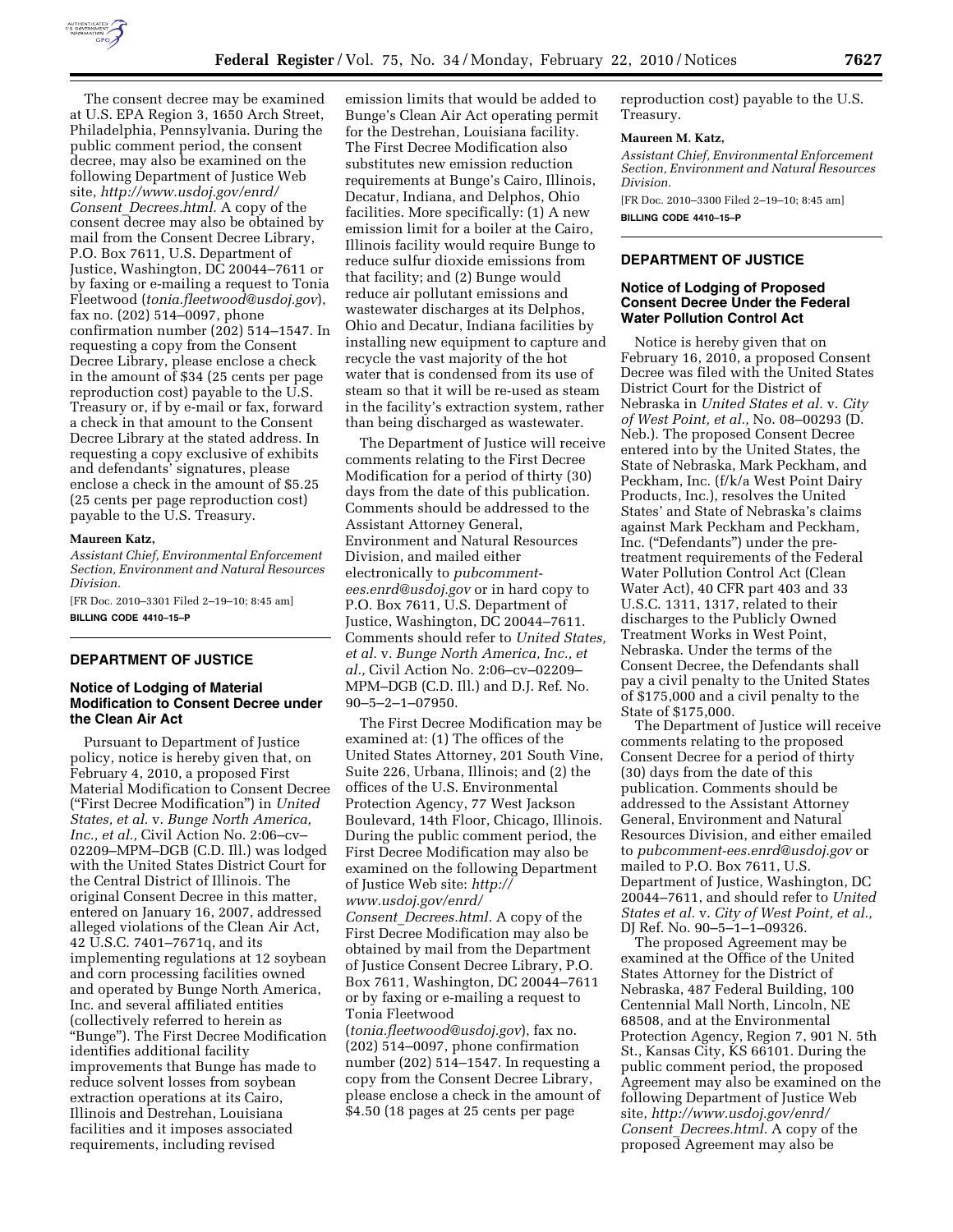The consent decree may be examined at U.S. EPA Region 3, 1650 Arch Street, Philadelphia, Pennsylvania. During the public comment period, the consent decree, may also be examined on the following Department of Justice Web site, *http://www.usdoj.gov/enrd/Consent_Decrees.html.* A copy of the consent decree may also be obtained by mail from the Consent Decree Library, P.O. Box 7611, U.S. Department of Justice, Washington, DC 20044–7611 or by faxing or e-mailing a request to Tonia Fleetwood (*tonia.fleetwood@usdoj.gov*), fax no. (202) 514–0097, phone confirmation number (202) 514–1547. In requesting a copy from the Consent Decree Library, please enclose a check in the amount of $34 (25 cents per page reproduction cost) payable to the U.S. Treasury or, if by e-mail or fax, forward a check in that amount to the Consent Decree Library at the stated address. In requesting a copy exclusive of exhibits and defendants' signatures, please enclose a check in the amount of $5.25 (25 cents per page reproduction cost) payable to the U.S. Treasury.

**Maureen Katz,**

*Assistant Chief, Environmental Enforcement Section, Environment and Natural Resources Division.*

[FR Doc. 2010–3301 Filed 2–19–10; 8:45 am]

**BILLING CODE 4410–15–P**

## DEPARTMENT OF JUSTICE

### Notice of Lodging of Material Modification to Consent Decree under the Clean Air Act

Pursuant to Department of Justice policy, notice is hereby given that, on February 4, 2010, a proposed First Material Modification to Consent Decree ("First Decree Modification") in *United States, et al.* v. *Bunge North America, Inc., et al.,* Civil Action No. 2:06–cv–02209–MPM–DGB (C.D. Ill.) was lodged with the United States District Court for the Central District of Illinois. The original Consent Decree in this matter, entered on January 16, 2007, addressed alleged violations of the Clean Air Act, 42 U.S.C. 7401–7671q, and its implementing regulations at 12 soybean and corn processing facilities owned and operated by Bunge North America, Inc. and several affiliated entities (collectively referred to herein as "Bunge"). The First Decree Modification identifies additional facility improvements that Bunge has made to reduce solvent losses from soybean extraction operations at its Cairo, Illinois and Destrehan, Louisiana facilities and it imposes associated requirements, including revised emission limits that would be added to Bunge's Clean Air Act operating permit for the Destrehan, Louisiana facility. The First Decree Modification also substitutes new emission reduction requirements at Bunge's Cairo, Illinois, Decatur, Indiana, and Delphos, Ohio facilities. More specifically: (1) A new emission limit for a boiler at the Cairo, Illinois facility would require Bunge to reduce sulfur dioxide emissions from that facility; and (2) Bunge would reduce air pollutant emissions and wastewater discharges at its Delphos, Ohio and Decatur, Indiana facilities by installing new equipment to capture and recycle the vast majority of the hot water that is condensed from its use of steam so that it will be re-used as steam in the facility's extraction system, rather than being discharged as wastewater.

The Department of Justice will receive comments relating to the First Decree Modification for a period of thirty (30) days from the date of this publication. Comments should be addressed to the Assistant Attorney General, Environment and Natural Resources Division, and mailed either electronically to *pubcomment-ees.enrd@usdoj.gov* or in hard copy to P.O. Box 7611, U.S. Department of Justice, Washington, DC 20044–7611. Comments should refer to *United States, et al.* v. *Bunge North America, Inc., et al.,* Civil Action No. 2:06–cv–02209–MPM–DGB (C.D. Ill.) and D.J. Ref. No. 90–5–2–1–07950.

The First Decree Modification may be examined at: (1) The offices of the United States Attorney, 201 South Vine, Suite 226, Urbana, Illinois; and (2) the offices of the U.S. Environmental Protection Agency, 77 West Jackson Boulevard, 14th Floor, Chicago, Illinois. During the public comment period, the First Decree Modification may also be examined on the following Department of Justice Web site: *http://www.usdoj.gov/enrd/Consent_Decrees.html.* A copy of the First Decree Modification may also be obtained by mail from the Department of Justice Consent Decree Library, P.O. Box 7611, Washington, DC 20044–7611 or by faxing or e-mailing a request to Tonia Fleetwood (*tonia.fleetwood@usdoj.gov*), fax no. (202) 514–0097, phone confirmation number (202) 514–1547. In requesting a copy from the Consent Decree Library, please enclose a check in the amount of $4.50 (18 pages at 25 cents per page reproduction cost) payable to the U.S. Treasury.

**Maureen M. Katz,**

*Assistant Chief, Environmental Enforcement Section, Environment and Natural Resources Division.*

[FR Doc. 2010–3300 Filed 2–19–10; 8:45 am]

**BILLING CODE 4410–15–P**

## DEPARTMENT OF JUSTICE

### Notice of Lodging of Proposed Consent Decree Under the Federal Water Pollution Control Act

Notice is hereby given that on February 16, 2010, a proposed Consent Decree was filed with the United States District Court for the District of Nebraska in *United States et al.* v. *City of West Point, et al.,* No. 08–00293 (D. Neb.). The proposed Consent Decree entered into by the United States, the State of Nebraska, Mark Peckham, and Peckham, Inc. (f/k/a West Point Dairy Products, Inc.), resolves the United States' and State of Nebraska's claims against Mark Peckham and Peckham, Inc. ("Defendants") under the pre-treatment requirements of the Federal Water Pollution Control Act (Clean Water Act), 40 CFR part 403 and 33 U.S.C. 1311, 1317, related to their discharges to the Publicly Owned Treatment Works in West Point, Nebraska. Under the terms of the Consent Decree, the Defendants shall pay a civil penalty to the United States of $175,000 and a civil penalty to the State of $175,000.

The Department of Justice will receive comments relating to the proposed Consent Decree for a period of thirty (30) days from the date of this publication. Comments should be addressed to the Assistant Attorney General, Environment and Natural Resources Division, and either emailed to *pubcomment-ees.enrd@usdoj.gov* or mailed to P.O. Box 7611, U.S. Department of Justice, Washington, DC 20044–7611, and should refer to *United States et al.* v. *City of West Point, et al.,* DJ Ref. No. 90–5–1–1–09326.

The proposed Agreement may be examined at the Office of the United States Attorney for the District of Nebraska, 487 Federal Building, 100 Centennial Mall North, Lincoln, NE 68508, and at the Environmental Protection Agency, Region 7, 901 N. 5th St., Kansas City, KS 66101. During the public comment period, the proposed Agreement may also be examined on the following Department of Justice Web site, *http://www.usdoj.gov/enrd/Consent_Decrees.html.* A copy of the proposed Agreement may also be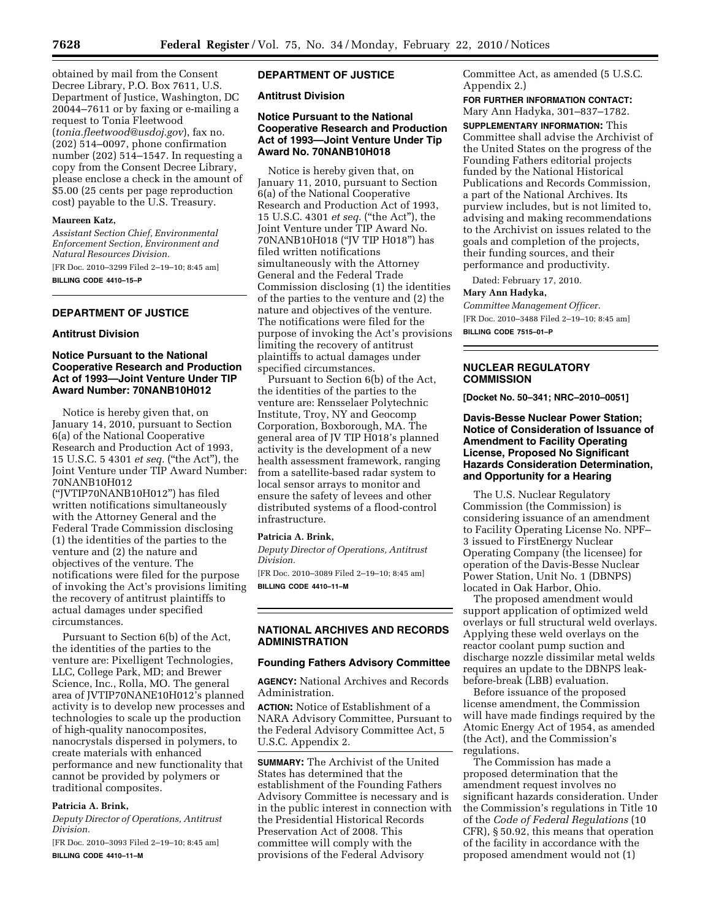obtained by mail from the Consent Decree Library, P.O. Box 7611, U.S. Department of Justice, Washington, DC 20044–7611 or by faxing or e-mailing a request to Tonia Fleetwood (*tonia.fleetwood@usdoj.gov*), fax no. (202) 514–0097, phone confirmation number (202) 514–1547. In requesting a copy from the Consent Decree Library, please enclose a check in the amount of $5.00 (25 cents per page reproduction cost) payable to the U.S. Treasury.

**Maureen Katz,**

*Assistant Section Chief, Environmental Enforcement Section, Environment and Natural Resources Division.*

[FR Doc. 2010–3299 Filed 2–19–10; 8:45 am]

**BILLING CODE 4410–15–P**

## DEPARTMENT OF JUSTICE

### Antitrust Division

### Notice Pursuant to the National Cooperative Research and Production Act of 1993—Joint Venture Under TIP Award Number: 70NANB10H012

Notice is hereby given that, on January 14, 2010, pursuant to Section 6(a) of the National Cooperative Research and Production Act of 1993, 15 U.S.C. 5 4301 *et seq.* (''the Act''), the Joint Venture under TIP Award Number: 70NANB10H012 (''JVTIP70NANB10H012'') has filed written notifications simultaneously with the Attorney General and the Federal Trade Commission disclosing (1) the identities of the parties to the venture and (2) the nature and objectives of the venture. The notifications were filed for the purpose of invoking the Act's provisions limiting the recovery of antitrust plaintiffs to actual damages under specified circumstances.

Pursuant to Section 6(b) of the Act, the identities of the parties to the venture are: Pixelligent Technologies, LLC, College Park, MD; and Brewer Science, Inc., Rolla, MO. The general area of JVTIP70NANE10H012's planned activity is to develop new processes and technologies to scale up the production of high-quality nanocomposites, nanocrystals dispersed in polymers, to create materials with enhanced performance and new functionality that cannot be provided by polymers or traditional composites.

**Patricia A. Brink,**

*Deputy Director of Operations, Antitrust Division.*

[FR Doc. 2010–3093 Filed 2–19–10; 8:45 am]

**BILLING CODE 4410–11–M**

## DEPARTMENT OF JUSTICE

### Antitrust Division

### Notice Pursuant to the National Cooperative Research and Production Act of 1993—Joint Venture Under Tip Award No. 70NANB10H018

Notice is hereby given that, on January 11, 2010, pursuant to Section 6(a) of the National Cooperative Research and Production Act of 1993, 15 U.S.C. 4301 *et seq.* (''the Act''), the Joint Venture under TIP Award No. 70NANB10H018 (''JV TIP H018'') has filed written notifications simultaneously with the Attorney General and the Federal Trade Commission disclosing (1) the identities of the parties to the venture and (2) the nature and objectives of the venture. The notifications were filed for the purpose of invoking the Act's provisions limiting the recovery of antitrust plaintiffs to actual damages under specified circumstances.

Pursuant to Section 6(b) of the Act, the identities of the parties to the venture are: Rensselaer Polytechnic Institute, Troy, NY and Geocomp Corporation, Boxborough, MA. The general area of JV TIP H018's planned activity is the development of a new health assessment framework, ranging from a satellite-based radar system to local sensor arrays to monitor and ensure the safety of levees and other distributed systems of a flood-control infrastructure.

**Patricia A. Brink,**

*Deputy Director of Operations, Antitrust Division.*

[FR Doc. 2010–3089 Filed 2–19–10; 8:45 am]

**BILLING CODE 4410–11–M**

## NATIONAL ARCHIVES AND RECORDS ADMINISTRATION

### Founding Fathers Advisory Committee

**AGENCY:** National Archives and Records Administration.

**ACTION:** Notice of Establishment of a NARA Advisory Committee, Pursuant to the Federal Advisory Committee Act, 5 U.S.C. Appendix 2.

**SUMMARY:** The Archivist of the United States has determined that the establishment of the Founding Fathers Advisory Committee is necessary and is in the public interest in connection with the Presidential Historical Records Preservation Act of 2008. This committee will comply with the provisions of the Federal Advisory Committee Act, as amended (5 U.S.C. Appendix 2.)

**FOR FURTHER INFORMATION CONTACT:** Mary Ann Hadyka, 301–837–1782.

**SUPPLEMENTARY INFORMATION:** This Committee shall advise the Archivist of the United States on the progress of the Founding Fathers editorial projects funded by the National Historical Publications and Records Commission, a part of the National Archives. Its purview includes, but is not limited to, advising and making recommendations to the Archivist on issues related to the goals and completion of the projects, their funding sources, and their performance and productivity.

Dated: February 17, 2010.

**Mary Ann Hadyka,**

*Committee Management Officer.*

[FR Doc. 2010–3488 Filed 2–19–10; 8:45 am]

**BILLING CODE 7515–01–P**

## NUCLEAR REGULATORY COMMISSION

**[Docket No. 50–341; NRC–2010–0051]**

### Davis-Besse Nuclear Power Station; Notice of Consideration of Issuance of Amendment to Facility Operating License, Proposed No Significant Hazards Consideration Determination, and Opportunity for a Hearing

The U.S. Nuclear Regulatory Commission (the Commission) is considering issuance of an amendment to Facility Operating License No. NPF–3 issued to FirstEnergy Nuclear Operating Company (the licensee) for operation of the Davis-Besse Nuclear Power Station, Unit No. 1 (DBNPS) located in Oak Harbor, Ohio.

The proposed amendment would support application of optimized weld overlays or full structural weld overlays. Applying these weld overlays on the reactor coolant pump suction and discharge nozzle dissimilar metal welds requires an update to the DBNPS leak-before-break (LBB) evaluation.

Before issuance of the proposed license amendment, the Commission will have made findings required by the Atomic Energy Act of 1954, as amended (the Act), and the Commission's regulations.

The Commission has made a proposed determination that the amendment request involves no significant hazards consideration. Under the Commission's regulations in Title 10 of the *Code of Federal Regulations* (10 CFR), § 50.92, this means that operation of the facility in accordance with the proposed amendment would not (1)